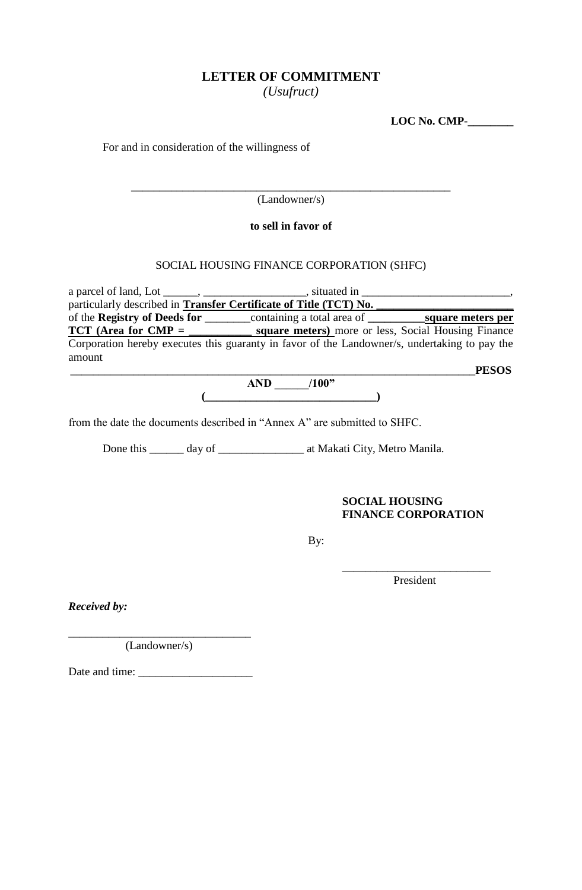# LETTER OF COMMITMENT

*(Usufruct)*

**LOC No. CMP-________**

For and in consideration of the willingness of

_______________________________________________________

(Landowner/s)

**to sell in favor of**

SOCIAL HOUSING FINANCE CORPORATION (SHFC)

a parcel of land, Lot ______, __________________, situated in __________________________, particularly described in **Transfer Certificate of Title (TCT) No. ________________________** of the **Registry of Deeds for** ________containing a total area of **__________square meters per TCT (Area for CMP = ___________ square meters)** more or less, Social Housing Finance Corporation hereby executes this guaranty in favor of the Landowner/s, undertaking to pay the amount

_____________________________________________________________________**PESOS AND ______/100"**

**(______________________________)**

from the date the documents described in "Annex A" are submitted to SHFC.

Done this ______ day of _______________ at Makati City, Metro Manila.

**SOCIAL HOUSING FINANCE CORPORATION**

By:

__________________________

President

***Received by:***

_______________________________

(Landowner/s)

Date and time: ____________________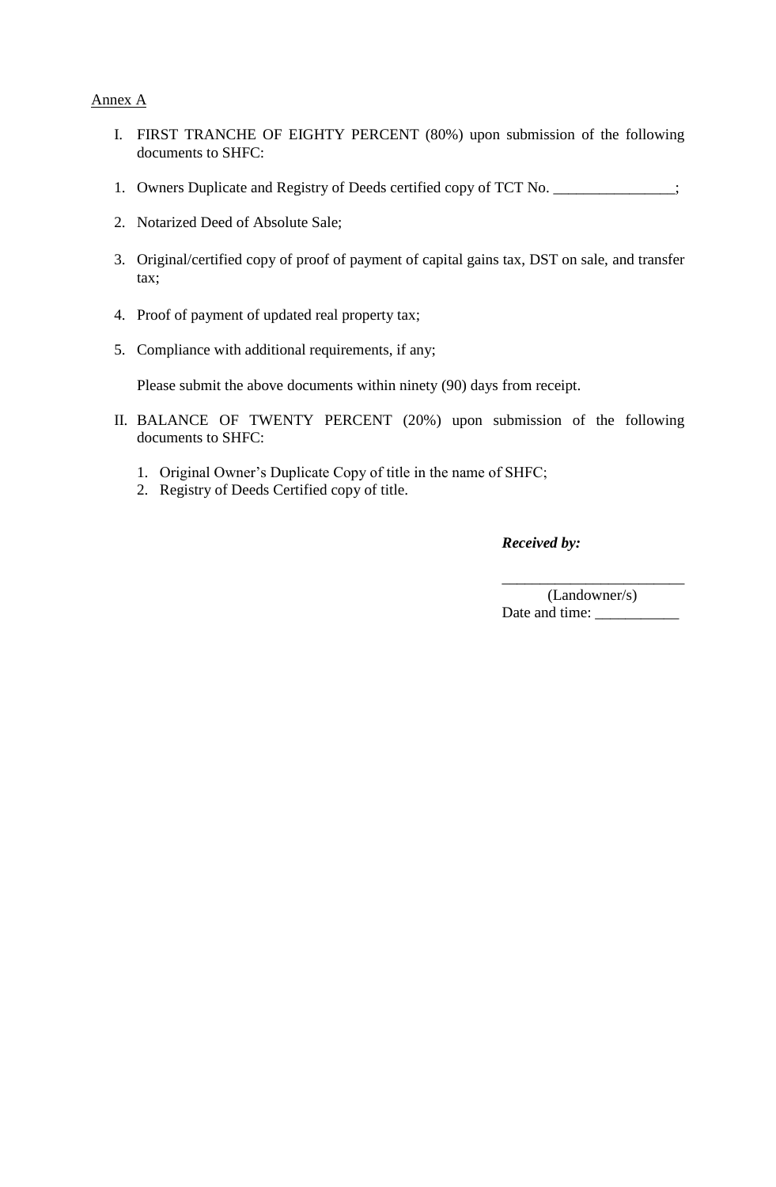Annex A

I. FIRST TRANCHE OF EIGHTY PERCENT (80%) upon submission of the following documents to SHFC:

1. Owners Duplicate and Registry of Deeds certified copy of TCT No. ________________;

2. Notarized Deed of Absolute Sale;

3. Original/certified copy of proof of payment of capital gains tax, DST on sale, and transfer tax;

4. Proof of payment of updated real property tax;

5. Compliance with additional requirements, if any;

   Please submit the above documents within ninety (90) days from receipt.

II. BALANCE OF TWENTY PERCENT (20%) upon submission of the following documents to SHFC:

   1. Original Owner's Duplicate Copy of title in the name of SHFC;
   2. Registry of Deeds Certified copy of title.

***Received by:***

________________________
(Landowner/s)
Date and time: ___________